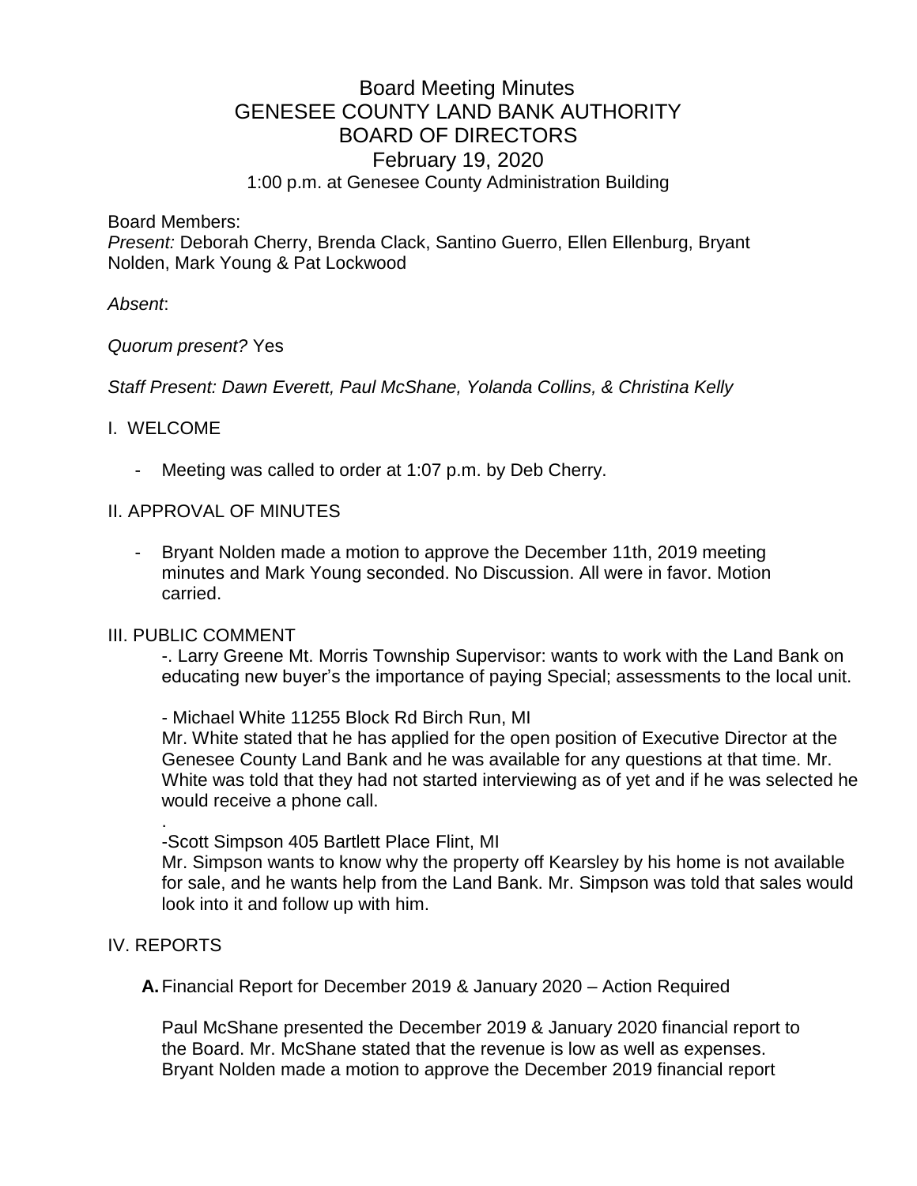# Board Meeting Minutes
## GENESEE COUNTY LAND BANK AUTHORITY
## BOARD OF DIRECTORS
## February 19, 2020
1:00 p.m. at Genesee County Administration Building

Board Members:
*Present:* Deborah Cherry, Brenda Clack, Santino Guerro, Ellen Ellenburg, Bryant Nolden, Mark Young & Pat Lockwood

*Absent*:

*Quorum present?* Yes

*Staff Present: Dawn Everett, Paul McShane, Yolanda Collins, & Christina Kelly*

I. WELCOME

- Meeting was called to order at 1:07 p.m. by Deb Cherry.

II. APPROVAL OF MINUTES

- Bryant Nolden made a motion to approve the December 11th, 2019 meeting minutes and Mark Young seconded. No Discussion. All were in favor. Motion carried.

III. PUBLIC COMMENT

-. Larry Greene Mt. Morris Township Supervisor: wants to work with the Land Bank on educating new buyer's the importance of paying Special; assessments to the local unit.

- Michael White 11255 Block Rd Birch Run, MI
Mr. White stated that he has applied for the open position of Executive Director at the Genesee County Land Bank and he was available for any questions at that time. Mr. White was told that they had not started interviewing as of yet and if he was selected he would receive a phone call.

.
-Scott Simpson 405 Bartlett Place Flint, MI
Mr. Simpson wants to know why the property off Kearsley by his home is not available for sale, and he wants help from the Land Bank. Mr. Simpson was told that sales would look into it and follow up with him.

IV. REPORTS

**A.** Financial Report for December 2019 & January 2020 – Action Required

Paul McShane presented the December 2019 & January 2020 financial report to the Board. Mr. McShane stated that the revenue is low as well as expenses. Bryant Nolden made a motion to approve the December 2019 financial report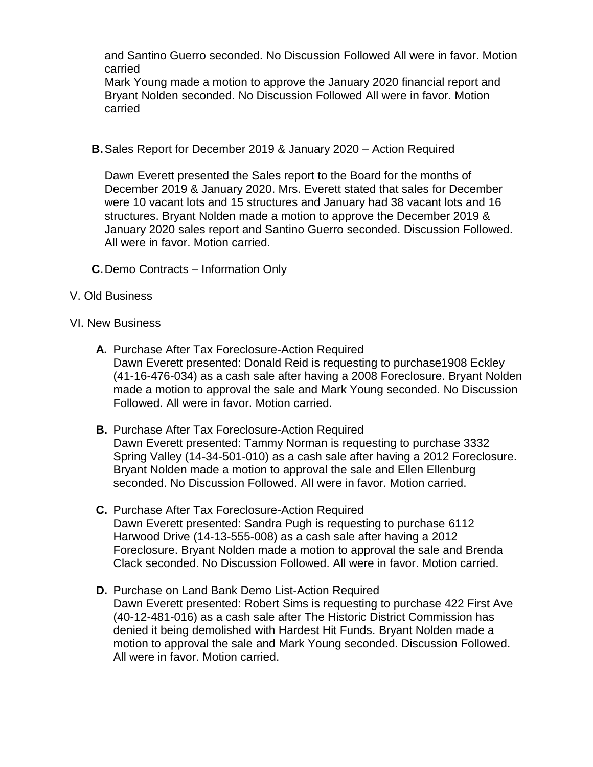and Santino Guerro seconded. No Discussion Followed All were in favor. Motion carried

Mark Young made a motion to approve the January 2020 financial report and Bryant Nolden seconded. No Discussion Followed All were in favor. Motion carried

**B.** Sales Report for December 2019 & January 2020 – Action Required

Dawn Everett presented the Sales report to the Board for the months of December 2019 & January 2020. Mrs. Everett stated that sales for December were 10 vacant lots and 15 structures and January had 38 vacant lots and 16 structures. Bryant Nolden made a motion to approve the December 2019 & January 2020 sales report and Santino Guerro seconded. Discussion Followed. All were in favor. Motion carried.

**C.** Demo Contracts – Information Only

V. Old Business

VI. New Business

**A.** Purchase After Tax Foreclosure-Action Required
Dawn Everett presented: Donald Reid is requesting to purchase1908 Eckley (41-16-476-034) as a cash sale after having a 2008 Foreclosure. Bryant Nolden made a motion to approval the sale and Mark Young seconded. No Discussion Followed. All were in favor. Motion carried.

**B.** Purchase After Tax Foreclosure-Action Required
Dawn Everett presented: Tammy Norman is requesting to purchase 3332 Spring Valley (14-34-501-010) as a cash sale after having a 2012 Foreclosure. Bryant Nolden made a motion to approval the sale and Ellen Ellenburg seconded. No Discussion Followed. All were in favor. Motion carried.

**C.** Purchase After Tax Foreclosure-Action Required
Dawn Everett presented: Sandra Pugh is requesting to purchase 6112 Harwood Drive (14-13-555-008) as a cash sale after having a 2012 Foreclosure. Bryant Nolden made a motion to approval the sale and Brenda Clack seconded. No Discussion Followed. All were in favor. Motion carried.

**D.** Purchase on Land Bank Demo List-Action Required
Dawn Everett presented: Robert Sims is requesting to purchase 422 First Ave (40-12-481-016) as a cash sale after The Historic District Commission has denied it being demolished with Hardest Hit Funds. Bryant Nolden made a motion to approval the sale and Mark Young seconded. Discussion Followed. All were in favor. Motion carried.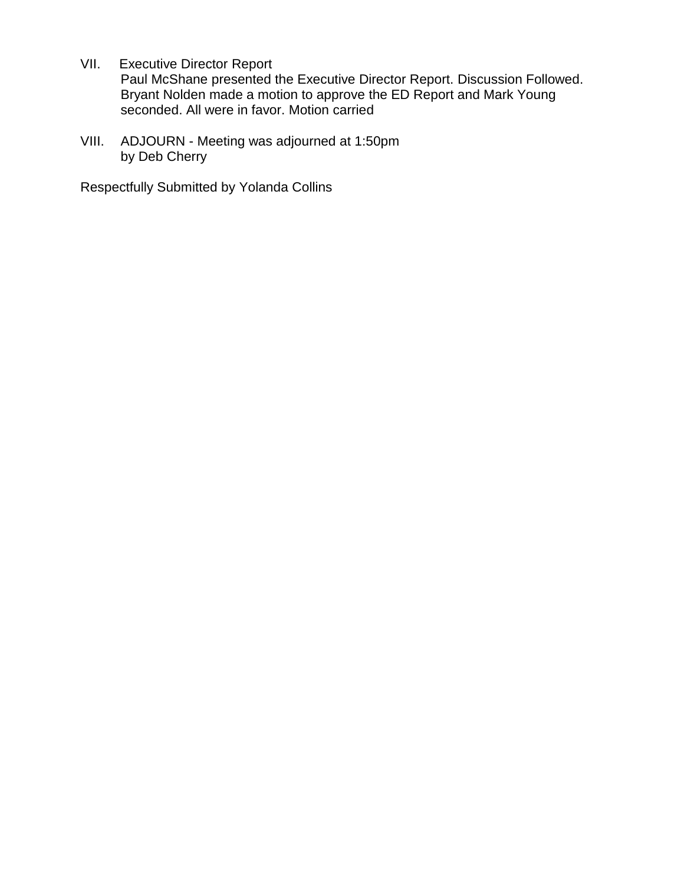VII. Executive Director Report

Paul McShane presented the Executive Director Report. Discussion Followed. Bryant Nolden made a motion to approve the ED Report and Mark Young seconded. All were in favor. Motion carried

VIII. ADJOURN - Meeting was adjourned at 1:50pm by Deb Cherry

Respectfully Submitted by Yolanda Collins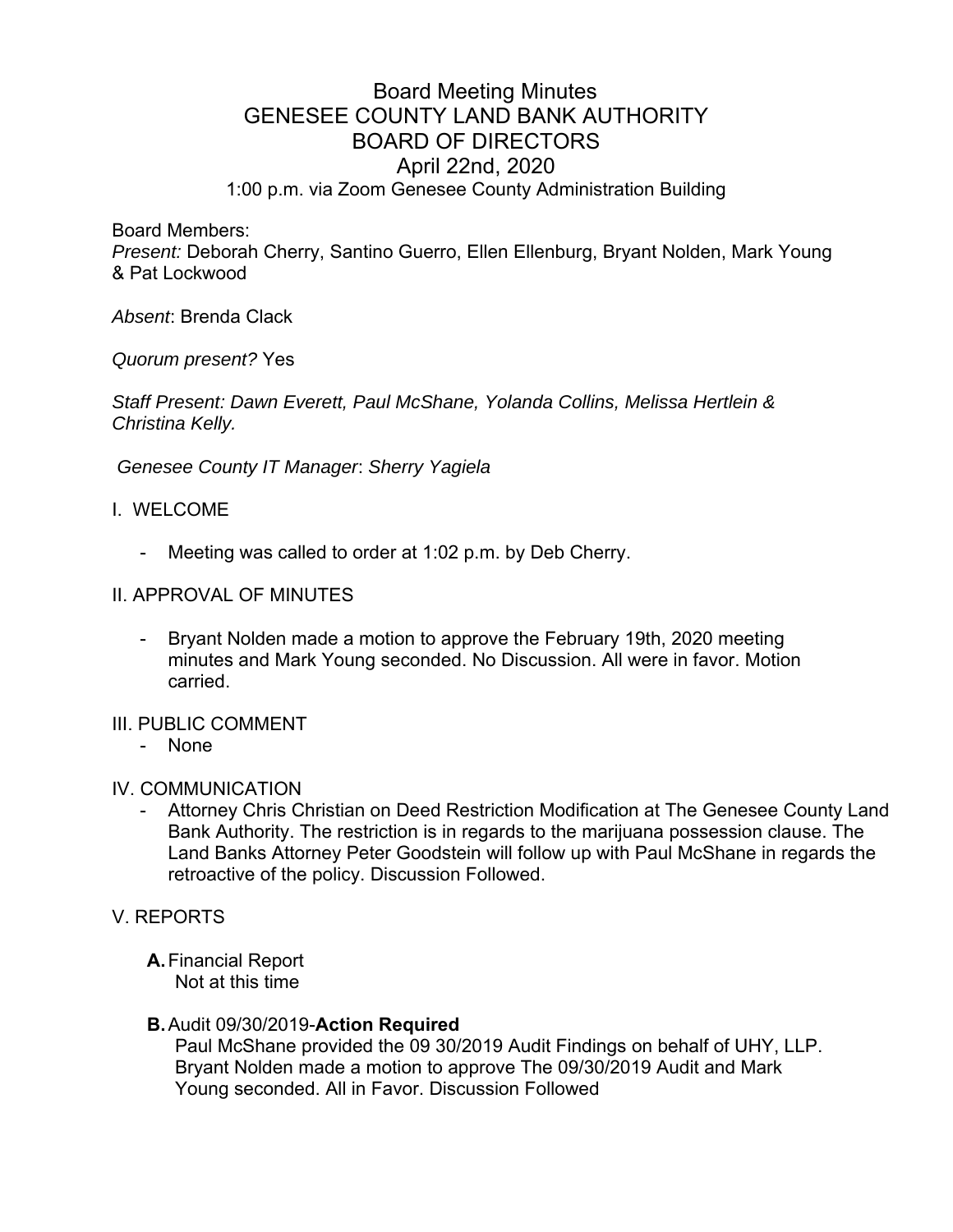# Board Meeting Minutes
## GENESEE COUNTY LAND BANK AUTHORITY
## BOARD OF DIRECTORS
## April 22nd, 2020

1:00 p.m. via Zoom Genesee County Administration Building

Board Members:
*Present:* Deborah Cherry, Santino Guerro, Ellen Ellenburg, Bryant Nolden, Mark Young & Pat Lockwood

*Absent*: Brenda Clack

*Quorum present?* Yes

*Staff Present: Dawn Everett, Paul McShane, Yolanda Collins, Melissa Hertlein & Christina Kelly.*

*Genesee County IT Manager*: *Sherry Yagiela*

I. WELCOME

- Meeting was called to order at 1:02 p.m. by Deb Cherry.

II. APPROVAL OF MINUTES

- Bryant Nolden made a motion to approve the February 19th, 2020 meeting minutes and Mark Young seconded. No Discussion. All were in favor. Motion carried.

III. PUBLIC COMMENT

- None

IV. COMMUNICATION

- Attorney Chris Christian on Deed Restriction Modification at The Genesee County Land Bank Authority. The restriction is in regards to the marijuana possession clause. The Land Banks Attorney Peter Goodstein will follow up with Paul McShane in regards the retroactive of the policy. Discussion Followed.

V. REPORTS

**A.** Financial Report
Not at this time

**B.** Audit 09/30/2019-**Action Required**
Paul McShane provided the 09 30/2019 Audit Findings on behalf of UHY, LLP. Bryant Nolden made a motion to approve The 09/30/2019 Audit and Mark Young seconded. All in Favor. Discussion Followed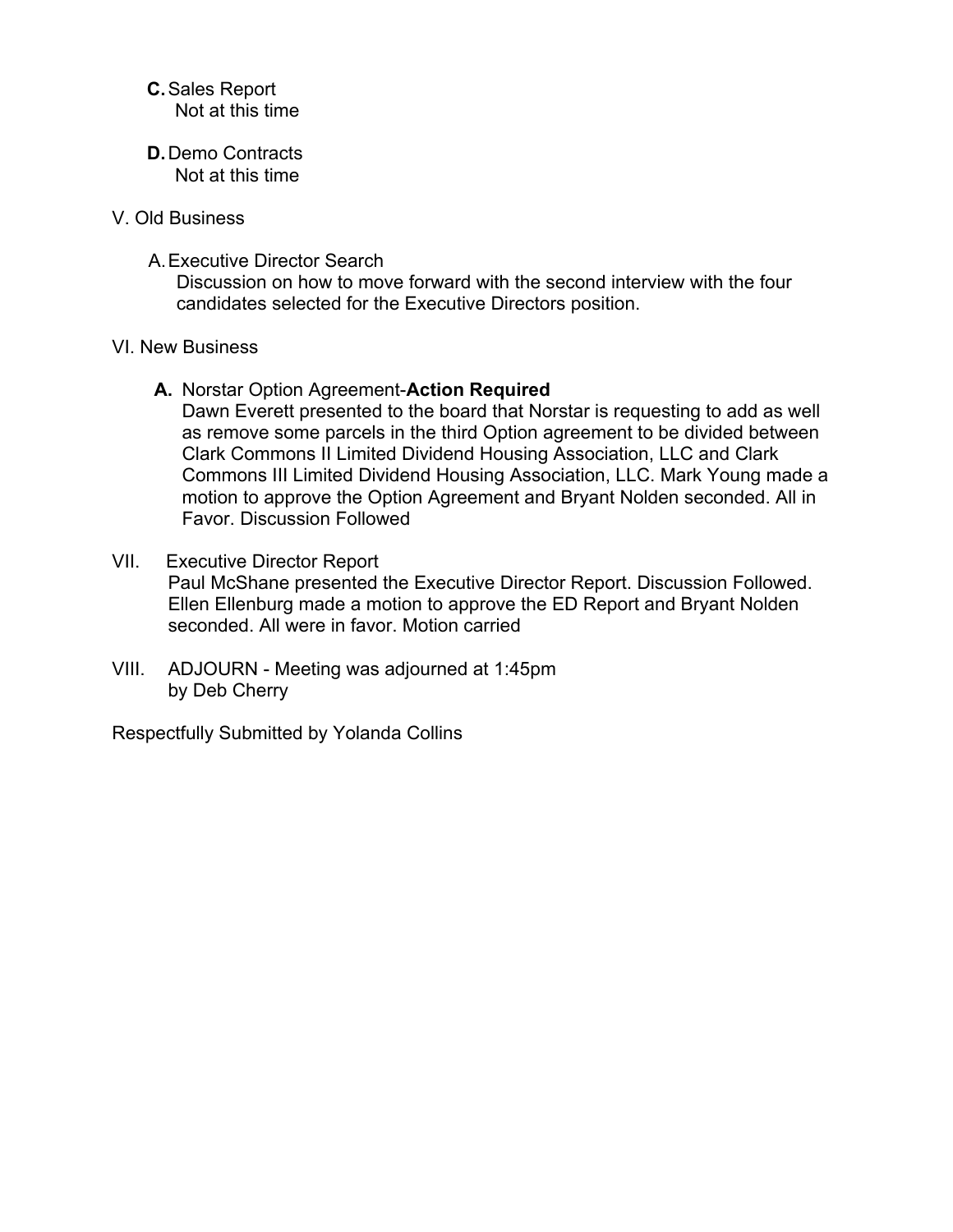**C.** Sales Report
   Not at this time

**D.** Demo Contracts
   Not at this time

V. Old Business

A. Executive Director Search
   Discussion on how to move forward with the second interview with the four candidates selected for the Executive Directors position.

VI. New Business

**A.** Norstar Option Agreement-**Action Required**
   Dawn Everett presented to the board that Norstar is requesting to add as well as remove some parcels in the third Option agreement to be divided between Clark Commons II Limited Dividend Housing Association, LLC and Clark Commons III Limited Dividend Housing Association, LLC. Mark Young made a motion to approve the Option Agreement and Bryant Nolden seconded. All in Favor. Discussion Followed

VII. Executive Director Report
   Paul McShane presented the Executive Director Report. Discussion Followed. Ellen Ellenburg made a motion to approve the ED Report and Bryant Nolden seconded. All were in favor. Motion carried

VIII. ADJOURN - Meeting was adjourned at 1:45pm by Deb Cherry

Respectfully Submitted by Yolanda Collins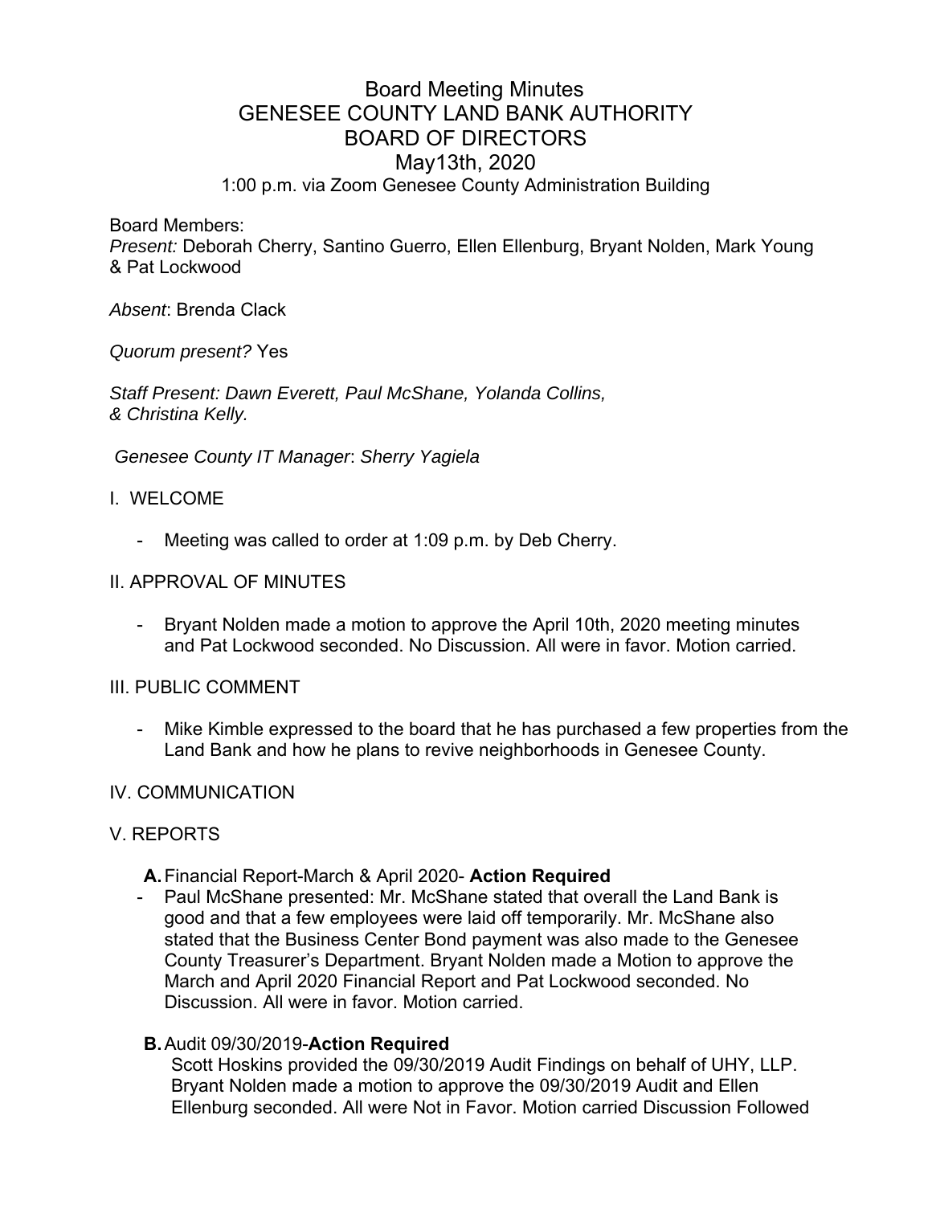# Board Meeting Minutes
# GENESEE COUNTY LAND BANK AUTHORITY
# BOARD OF DIRECTORS
# May13th, 2020

1:00 p.m. via Zoom Genesee County Administration Building

Board Members:
*Present:* Deborah Cherry, Santino Guerro, Ellen Ellenburg, Bryant Nolden, Mark Young & Pat Lockwood

*Absent*: Brenda Clack

*Quorum present?* Yes

*Staff Present: Dawn Everett, Paul McShane, Yolanda Collins, & Christina Kelly.*

*Genesee County IT Manager*: *Sherry Yagiela*

I. WELCOME

- Meeting was called to order at 1:09 p.m. by Deb Cherry.

II. APPROVAL OF MINUTES

- Bryant Nolden made a motion to approve the April 10th, 2020 meeting minutes and Pat Lockwood seconded. No Discussion. All were in favor. Motion carried.

III. PUBLIC COMMENT

- Mike Kimble expressed to the board that he has purchased a few properties from the Land Bank and how he plans to revive neighborhoods in Genesee County.

IV. COMMUNICATION

V. REPORTS

**A.** Financial Report-March & April 2020- **Action Required**

- Paul McShane presented: Mr. McShane stated that overall the Land Bank is good and that a few employees were laid off temporarily. Mr. McShane also stated that the Business Center Bond payment was also made to the Genesee County Treasurer's Department. Bryant Nolden made a Motion to approve the March and April 2020 Financial Report and Pat Lockwood seconded. No Discussion. All were in favor. Motion carried.

**B.** Audit 09/30/2019-**Action Required**

Scott Hoskins provided the 09/30/2019 Audit Findings on behalf of UHY, LLP. Bryant Nolden made a motion to approve the 09/30/2019 Audit and Ellen Ellenburg seconded. All were Not in Favor. Motion carried Discussion Followed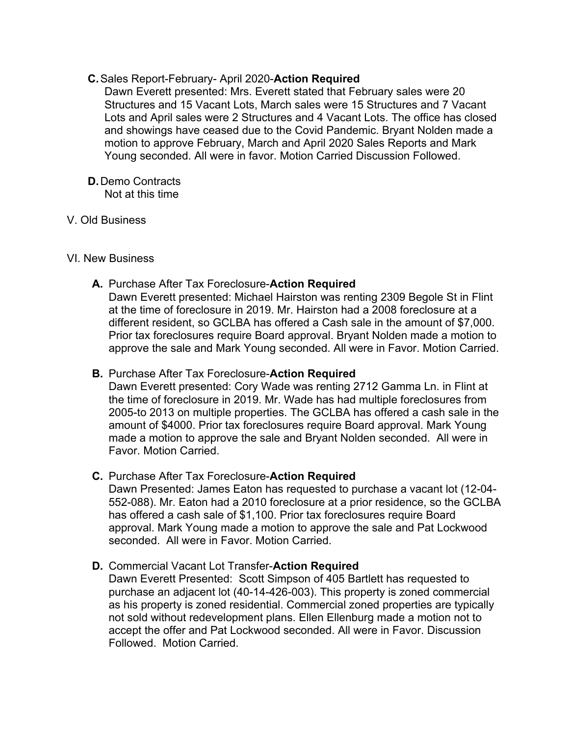**C.** Sales Report-February- April 2020-**Action Required**

Dawn Everett presented: Mrs. Everett stated that February sales were 20 Structures and 15 Vacant Lots, March sales were 15 Structures and 7 Vacant Lots and April sales were 2 Structures and 4 Vacant Lots. The office has closed and showings have ceased due to the Covid Pandemic. Bryant Nolden made a motion to approve February, March and April 2020 Sales Reports and Mark Young seconded. All were in favor. Motion Carried Discussion Followed.

**D.** Demo Contracts

Not at this time

V. Old Business

VI. New Business

**A.** Purchase After Tax Foreclosure-**Action Required**

Dawn Everett presented: Michael Hairston was renting 2309 Begole St in Flint at the time of foreclosure in 2019. Mr. Hairston had a 2008 foreclosure at a different resident, so GCLBA has offered a Cash sale in the amount of $7,000. Prior tax foreclosures require Board approval. Bryant Nolden made a motion to approve the sale and Mark Young seconded. All were in Favor. Motion Carried.

**B.** Purchase After Tax Foreclosure-**Action Required**

Dawn Everett presented: Cory Wade was renting 2712 Gamma Ln. in Flint at the time of foreclosure in 2019. Mr. Wade has had multiple foreclosures from 2005-to 2013 on multiple properties. The GCLBA has offered a cash sale in the amount of $4000. Prior tax foreclosures require Board approval. Mark Young made a motion to approve the sale and Bryant Nolden seconded. All were in Favor. Motion Carried.

**C.** Purchase After Tax Foreclosure-**Action Required**

Dawn Presented: James Eaton has requested to purchase a vacant lot (12-04-552-088). Mr. Eaton had a 2010 foreclosure at a prior residence, so the GCLBA has offered a cash sale of $1,100. Prior tax foreclosures require Board approval. Mark Young made a motion to approve the sale and Pat Lockwood seconded. All were in Favor. Motion Carried.

**D.** Commercial Vacant Lot Transfer-**Action Required**

Dawn Everett Presented: Scott Simpson of 405 Bartlett has requested to purchase an adjacent lot (40-14-426-003). This property is zoned commercial as his property is zoned residential. Commercial zoned properties are typically not sold without redevelopment plans. Ellen Ellenburg made a motion not to accept the offer and Pat Lockwood seconded. All were in Favor. Discussion Followed. Motion Carried.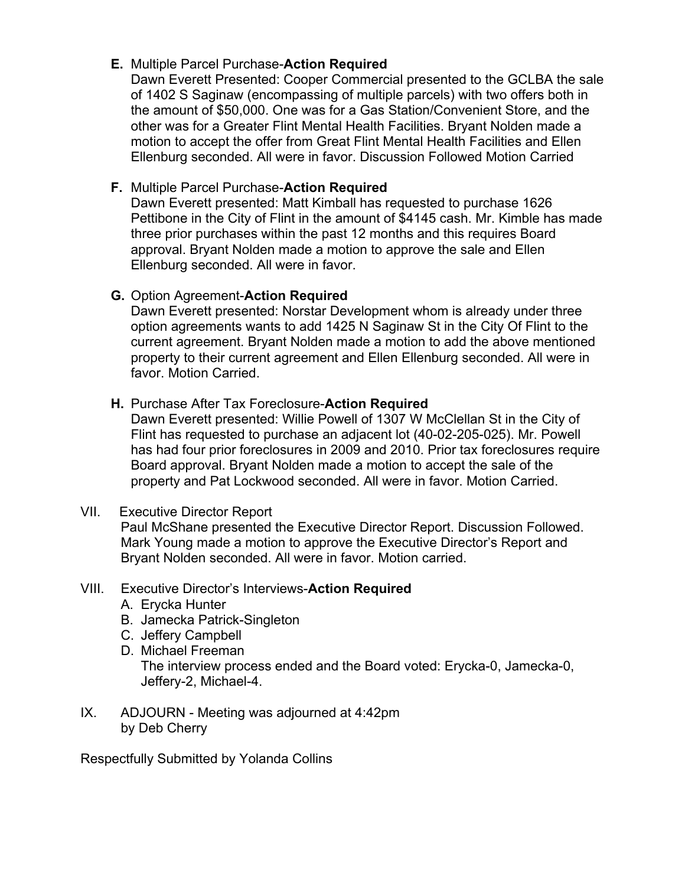**E.** Multiple Parcel Purchase-**Action Required**

Dawn Everett Presented: Cooper Commercial presented to the GCLBA the sale of 1402 S Saginaw (encompassing of multiple parcels) with two offers both in the amount of $50,000. One was for a Gas Station/Convenient Store, and the other was for a Greater Flint Mental Health Facilities. Bryant Nolden made a motion to accept the offer from Great Flint Mental Health Facilities and Ellen Ellenburg seconded. All were in favor. Discussion Followed Motion Carried

**F.** Multiple Parcel Purchase-**Action Required**

Dawn Everett presented: Matt Kimball has requested to purchase 1626 Pettibone in the City of Flint in the amount of $4145 cash. Mr. Kimble has made three prior purchases within the past 12 months and this requires Board approval. Bryant Nolden made a motion to approve the sale and Ellen Ellenburg seconded. All were in favor.

**G.** Option Agreement-**Action Required**

Dawn Everett presented: Norstar Development whom is already under three option agreements wants to add 1425 N Saginaw St in the City Of Flint to the current agreement. Bryant Nolden made a motion to add the above mentioned property to their current agreement and Ellen Ellenburg seconded. All were in favor. Motion Carried.

**H.** Purchase After Tax Foreclosure-**Action Required**

Dawn Everett presented: Willie Powell of 1307 W McClellan St in the City of Flint has requested to purchase an adjacent lot (40-02-205-025). Mr. Powell has had four prior foreclosures in 2009 and 2010. Prior tax foreclosures require Board approval. Bryant Nolden made a motion to accept the sale of the property and Pat Lockwood seconded. All were in favor. Motion Carried.

VII. Executive Director Report

Paul McShane presented the Executive Director Report. Discussion Followed. Mark Young made a motion to approve the Executive Director's Report and Bryant Nolden seconded. All were in favor. Motion carried.

VIII. Executive Director's Interviews-**Action Required**

A. Erycka Hunter
B. Jamecka Patrick-Singleton
C. Jeffery Campbell
D. Michael Freeman

The interview process ended and the Board voted: Erycka-0, Jamecka-0, Jeffery-2, Michael-4.

IX. ADJOURN - Meeting was adjourned at 4:42pm by Deb Cherry

Respectfully Submitted by Yolanda Collins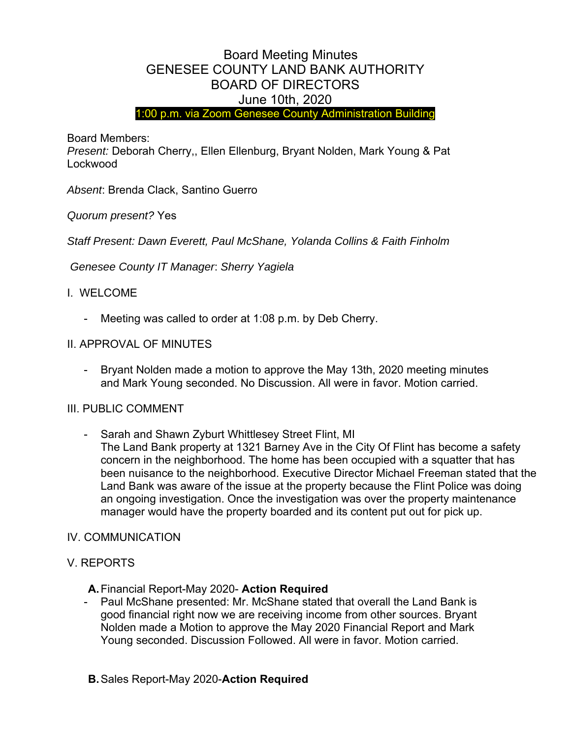# Board Meeting Minutes
# GENESEE COUNTY LAND BANK AUTHORITY
# BOARD OF DIRECTORS
# June 10th, 2020

1:00 p.m. via Zoom Genesee County Administration Building

Board Members:
*Present:* Deborah Cherry,, Ellen Ellenburg, Bryant Nolden, Mark Young & Pat Lockwood

*Absent*: Brenda Clack, Santino Guerro

*Quorum present?* Yes

*Staff Present: Dawn Everett, Paul McShane, Yolanda Collins & Faith Finholm*

*Genesee County IT Manager*: *Sherry Yagiela*

## I. WELCOME

- Meeting was called to order at 1:08 p.m. by Deb Cherry.

## II. APPROVAL OF MINUTES

- Bryant Nolden made a motion to approve the May 13th, 2020 meeting minutes and Mark Young seconded. No Discussion. All were in favor. Motion carried.

## III. PUBLIC COMMENT

- Sarah and Shawn Zyburt Whittlesey Street Flint, MI
  The Land Bank property at 1321 Barney Ave in the City Of Flint has become a safety concern in the neighborhood. The home has been occupied with a squatter that has been nuisance to the neighborhood. Executive Director Michael Freeman stated that the Land Bank was aware of the issue at the property because the Flint Police was doing an ongoing investigation. Once the investigation was over the property maintenance manager would have the property boarded and its content put out for pick up.

## IV. COMMUNICATION

## V. REPORTS

**A.** Financial Report-May 2020- **Action Required**

- Paul McShane presented: Mr. McShane stated that overall the Land Bank is good financial right now we are receiving income from other sources. Bryant Nolden made a Motion to approve the May 2020 Financial Report and Mark Young seconded. Discussion Followed. All were in favor. Motion carried.

**B.** Sales Report-May 2020-**Action Required**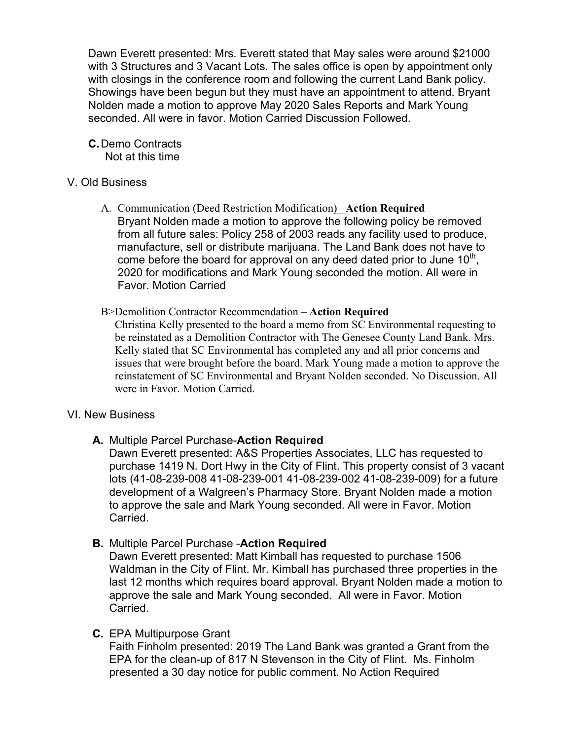Dawn Everett presented: Mrs. Everett stated that May sales were around $21000 with 3 Structures and 3 Vacant Lots. The sales office is open by appointment only with closings in the conference room and following the current Land Bank policy. Showings have been begun but they must have an appointment to attend. Bryant Nolden made a motion to approve May 2020 Sales Reports and Mark Young seconded. All were in favor. Motion Carried Discussion Followed.

**C.** Demo Contracts
Not at this time

V. Old Business

A. Communication (Deed Restriction Modification) –**Action Required**
Bryant Nolden made a motion to approve the following policy be removed from all future sales: Policy 258 of 2003 reads any facility used to produce, manufacture, sell or distribute marijuana. The Land Bank does not have to come before the board for approval on any deed dated prior to June 10th, 2020 for modifications and Mark Young seconded the motion. All were in Favor. Motion Carried

B>Demolition Contractor Recommendation – **Action Required**
Christina Kelly presented to the board a memo from SC Environmental requesting to be reinstated as a Demolition Contractor with The Genesee County Land Bank. Mrs. Kelly stated that SC Environmental has completed any and all prior concerns and issues that were brought before the board. Mark Young made a motion to approve the reinstatement of SC Environmental and Bryant Nolden seconded. No Discussion. All were in Favor. Motion Carried.

VI. New Business

**A.** Multiple Parcel Purchase-**Action Required**
Dawn Everett presented: A&S Properties Associates, LLC has requested to purchase 1419 N. Dort Hwy in the City of Flint. This property consist of 3 vacant lots (41-08-239-008 41-08-239-001 41-08-239-002 41-08-239-009) for a future development of a Walgreen's Pharmacy Store. Bryant Nolden made a motion to approve the sale and Mark Young seconded. All were in Favor. Motion Carried.

**B.** Multiple Parcel Purchase -**Action Required**
Dawn Everett presented: Matt Kimball has requested to purchase 1506 Waldman in the City of Flint. Mr. Kimball has purchased three properties in the last 12 months which requires board approval. Bryant Nolden made a motion to approve the sale and Mark Young seconded. All were in Favor. Motion Carried.

**C.** EPA Multipurpose Grant
Faith Finholm presented: 2019 The Land Bank was granted a Grant from the EPA for the clean-up of 817 N Stevenson in the City of Flint. Ms. Finholm presented a 30 day notice for public comment. No Action Required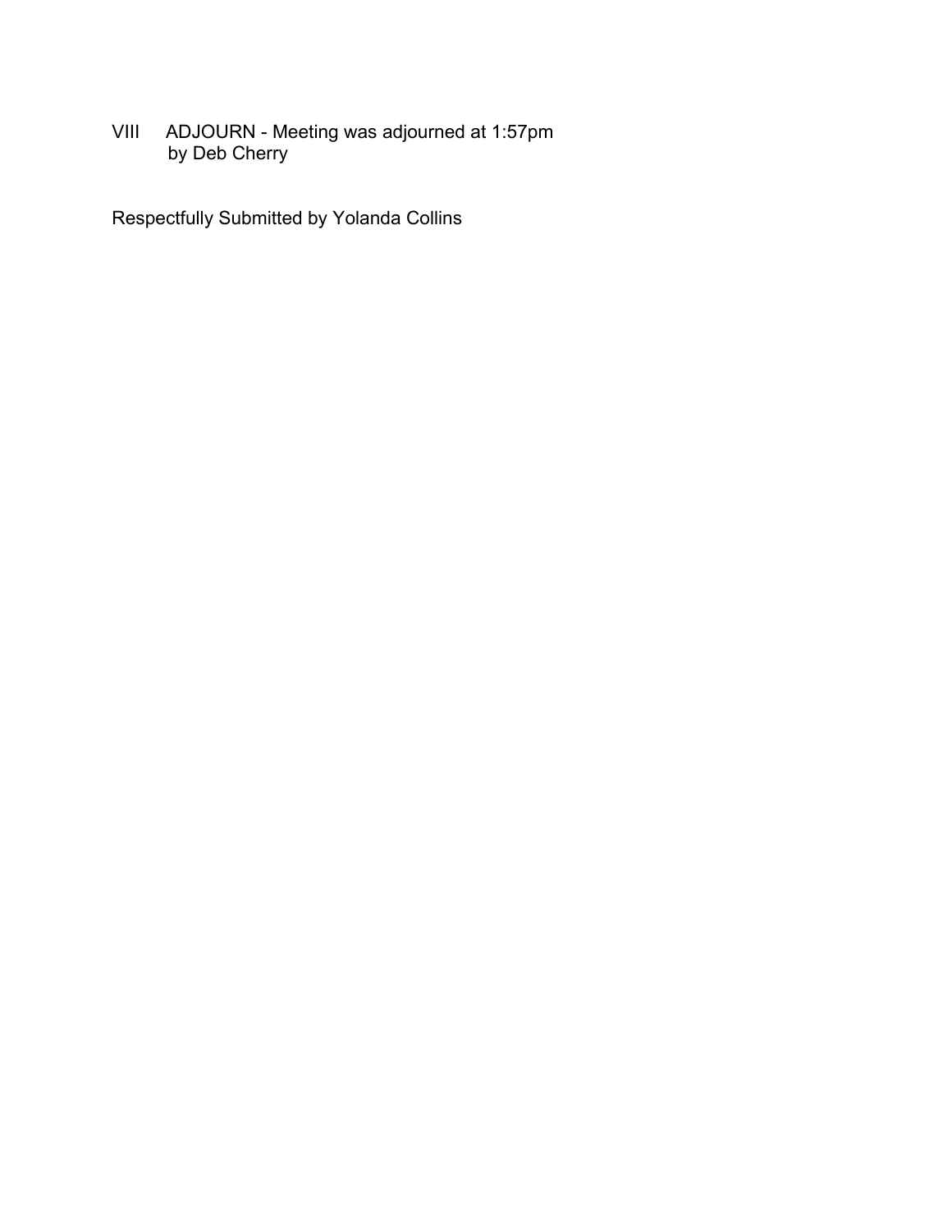VIII ADJOURN - Meeting was adjourned at 1:57pm by Deb Cherry

Respectfully Submitted by Yolanda Collins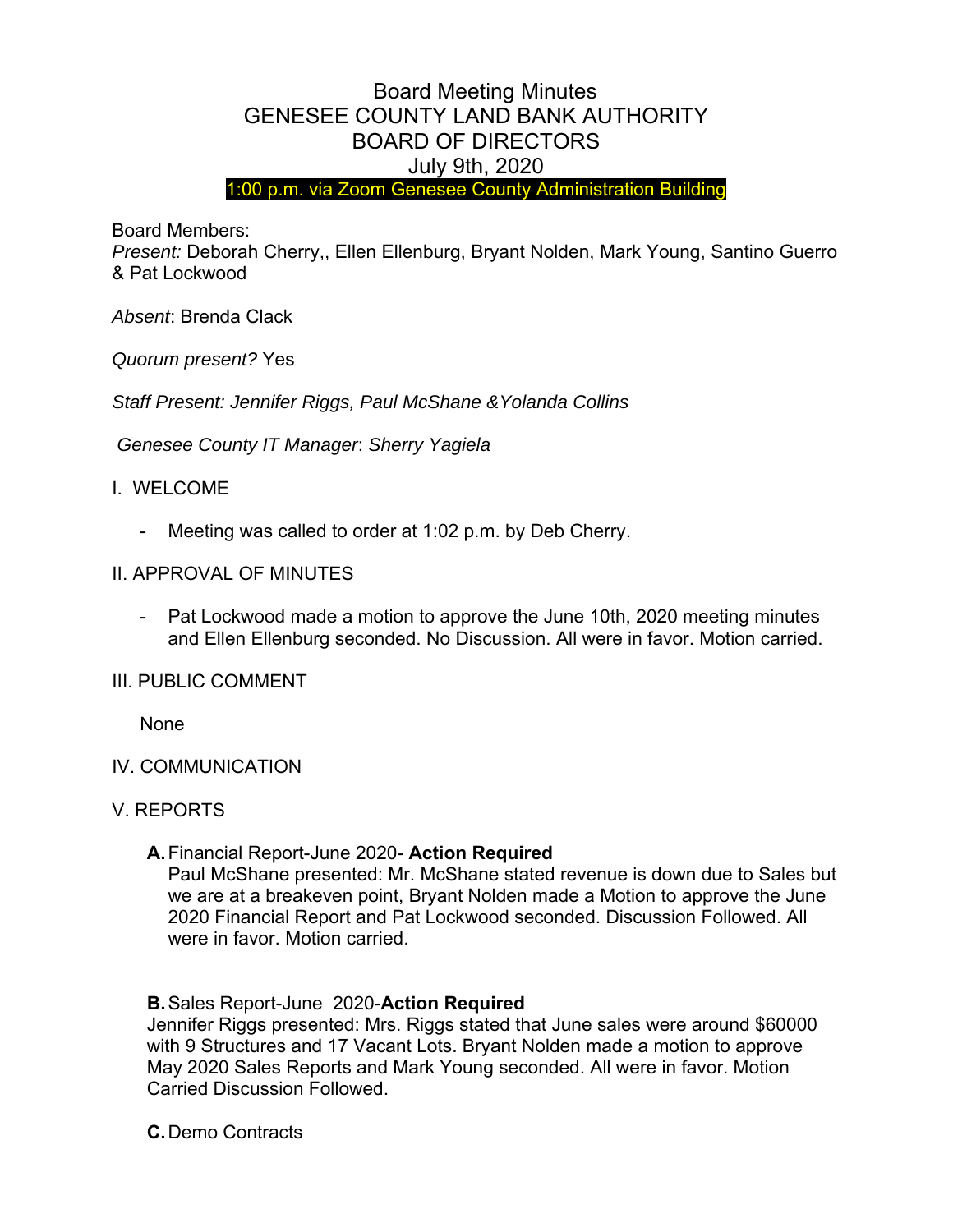# Board Meeting Minutes
# GENESEE COUNTY LAND BANK AUTHORITY
# BOARD OF DIRECTORS
# July 9th, 2020

1:00 p.m. via Zoom Genesee County Administration Building

Board Members:

*Present:* Deborah Cherry,, Ellen Ellenburg, Bryant Nolden, Mark Young, Santino Guerro & Pat Lockwood

*Absent*: Brenda Clack

*Quorum present?* Yes

*Staff Present: Jennifer Riggs, Paul McShane &Yolanda Collins*

*Genesee County IT Manager*: *Sherry Yagiela*

I. WELCOME

- Meeting was called to order at 1:02 p.m. by Deb Cherry.

II. APPROVAL OF MINUTES

- Pat Lockwood made a motion to approve the June 10th, 2020 meeting minutes and Ellen Ellenburg seconded. No Discussion. All were in favor. Motion carried.

III. PUBLIC COMMENT

None

IV. COMMUNICATION

V. REPORTS

**A.** Financial Report-June 2020- **Action Required**
Paul McShane presented: Mr. McShane stated revenue is down due to Sales but we are at a breakeven point, Bryant Nolden made a Motion to approve the June 2020 Financial Report and Pat Lockwood seconded. Discussion Followed. All were in favor. Motion carried.

**B.** Sales Report-June 2020-**Action Required**
Jennifer Riggs presented: Mrs. Riggs stated that June sales were around $60000 with 9 Structures and 17 Vacant Lots. Bryant Nolden made a motion to approve May 2020 Sales Reports and Mark Young seconded. All were in favor. Motion Carried Discussion Followed.

**C.** Demo Contracts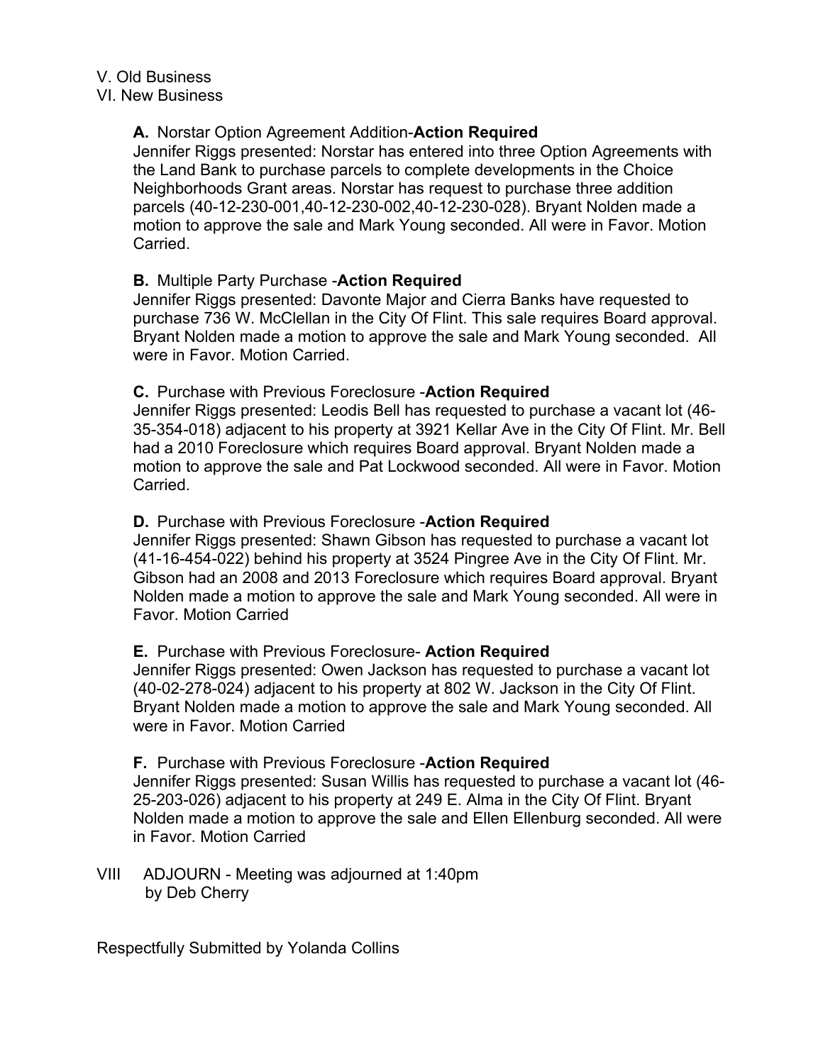V. Old Business

VI. New Business

**A.** Norstar Option Agreement Addition-**Action Required**

Jennifer Riggs presented: Norstar has entered into three Option Agreements with the Land Bank to purchase parcels to complete developments in the Choice Neighborhoods Grant areas. Norstar has request to purchase three addition parcels (40-12-230-001,40-12-230-002,40-12-230-028). Bryant Nolden made a motion to approve the sale and Mark Young seconded. All were in Favor. Motion Carried.

**B.** Multiple Party Purchase -**Action Required**

Jennifer Riggs presented: Davonte Major and Cierra Banks have requested to purchase 736 W. McClellan in the City Of Flint. This sale requires Board approval. Bryant Nolden made a motion to approve the sale and Mark Young seconded. All were in Favor. Motion Carried.

**C.** Purchase with Previous Foreclosure -**Action Required**

Jennifer Riggs presented: Leodis Bell has requested to purchase a vacant lot (46-35-354-018) adjacent to his property at 3921 Kellar Ave in the City Of Flint. Mr. Bell had a 2010 Foreclosure which requires Board approval. Bryant Nolden made a motion to approve the sale and Pat Lockwood seconded. All were in Favor. Motion Carried.

**D.** Purchase with Previous Foreclosure -**Action Required**

Jennifer Riggs presented: Shawn Gibson has requested to purchase a vacant lot (41-16-454-022) behind his property at 3524 Pingree Ave in the City Of Flint. Mr. Gibson had an 2008 and 2013 Foreclosure which requires Board approval. Bryant Nolden made a motion to approve the sale and Mark Young seconded. All were in Favor. Motion Carried

**E.** Purchase with Previous Foreclosure- **Action Required**

Jennifer Riggs presented: Owen Jackson has requested to purchase a vacant lot (40-02-278-024) adjacent to his property at 802 W. Jackson in the City Of Flint. Bryant Nolden made a motion to approve the sale and Mark Young seconded. All were in Favor. Motion Carried

**F.** Purchase with Previous Foreclosure -**Action Required**

Jennifer Riggs presented: Susan Willis has requested to purchase a vacant lot (46-25-203-026) adjacent to his property at 249 E. Alma in the City Of Flint. Bryant Nolden made a motion to approve the sale and Ellen Ellenburg seconded. All were in Favor. Motion Carried

VIII ADJOURN - Meeting was adjourned at 1:40pm by Deb Cherry

Respectfully Submitted by Yolanda Collins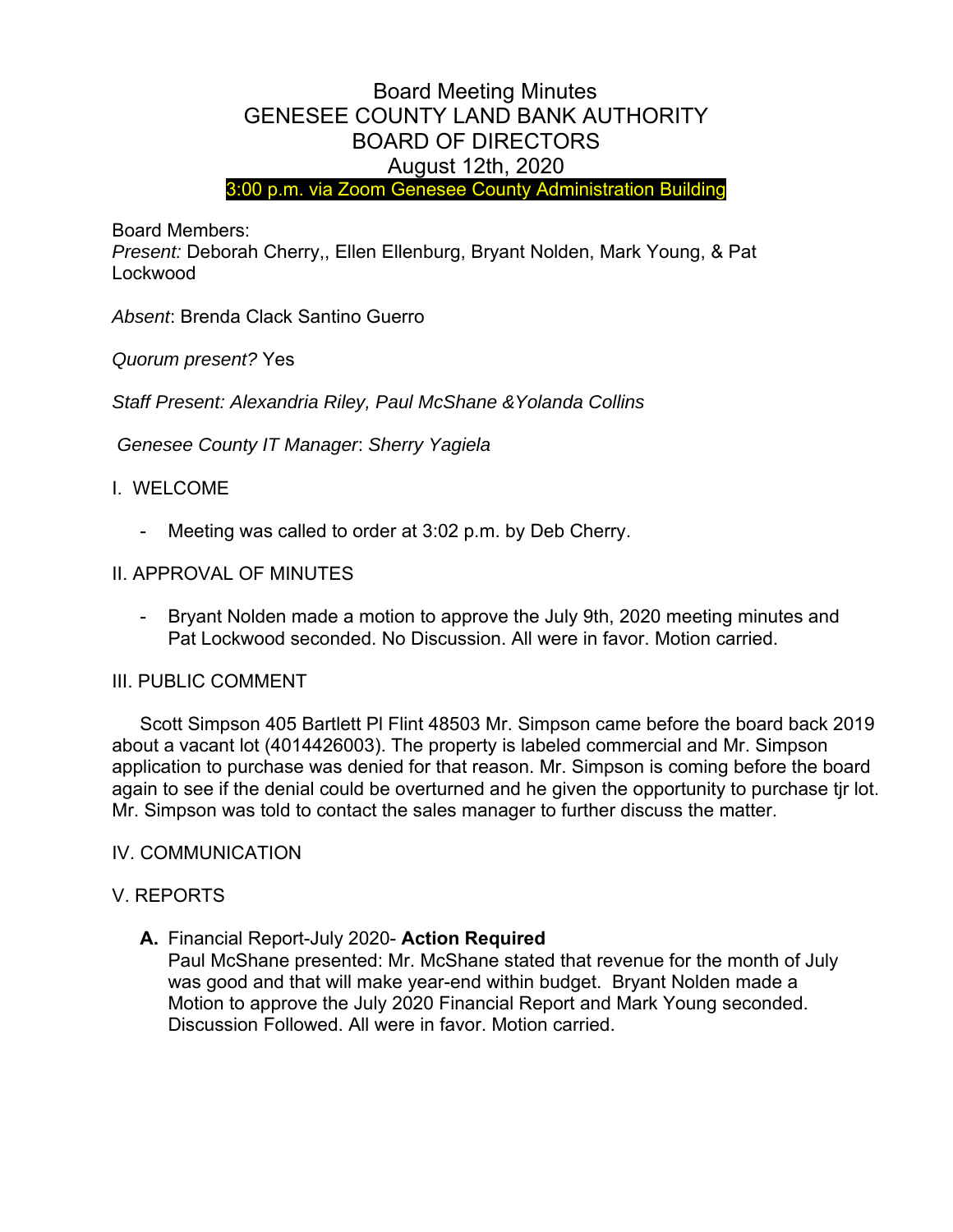# Board Meeting Minutes
# GENESEE COUNTY LAND BANK AUTHORITY
# BOARD OF DIRECTORS
# August 12th, 2020

3:00 p.m. via Zoom Genesee County Administration Building

Board Members:
*Present:* Deborah Cherry,, Ellen Ellenburg, Bryant Nolden, Mark Young, & Pat Lockwood

*Absent*: Brenda Clack Santino Guerro

*Quorum present?* Yes

*Staff Present: Alexandria Riley, Paul McShane &Yolanda Collins*

*Genesee County IT Manager*: *Sherry Yagiela*

I. WELCOME

- Meeting was called to order at 3:02 p.m. by Deb Cherry.

II. APPROVAL OF MINUTES

- Bryant Nolden made a motion to approve the July 9th, 2020 meeting minutes and Pat Lockwood seconded. No Discussion. All were in favor. Motion carried.

III. PUBLIC COMMENT

Scott Simpson 405 Bartlett Pl Flint 48503 Mr. Simpson came before the board back 2019 about a vacant lot (4014426003). The property is labeled commercial and Mr. Simpson application to purchase was denied for that reason. Mr. Simpson is coming before the board again to see if the denial could be overturned and he given the opportunity to purchase tjr lot. Mr. Simpson was told to contact the sales manager to further discuss the matter.

IV. COMMUNICATION

V. REPORTS

**A.** Financial Report-July 2020- **Action Required**
Paul McShane presented: Mr. McShane stated that revenue for the month of July was good and that will make year-end within budget. Bryant Nolden made a Motion to approve the July 2020 Financial Report and Mark Young seconded. Discussion Followed. All were in favor. Motion carried.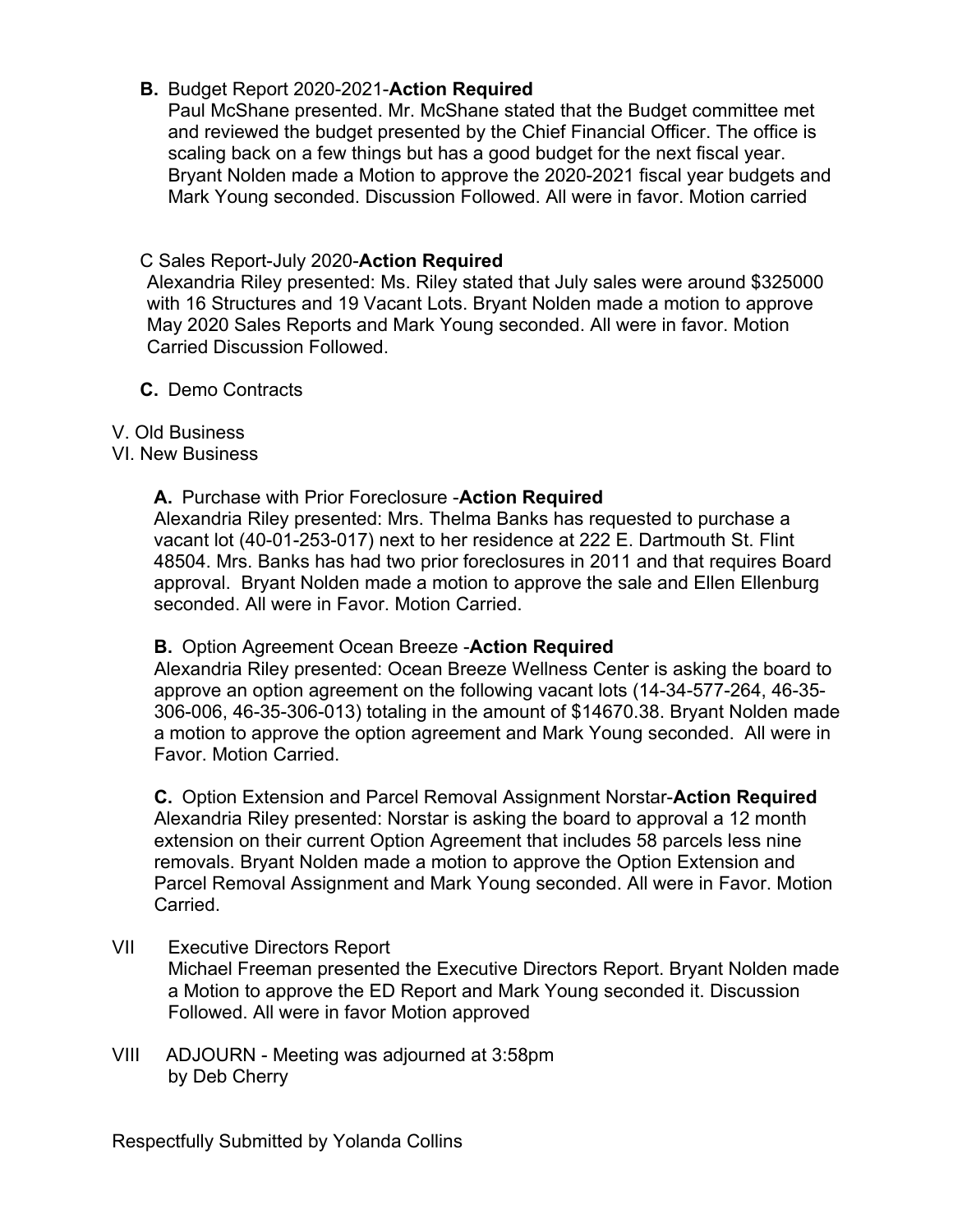**B.** Budget Report 2020-2021-**Action Required**

Paul McShane presented. Mr. McShane stated that the Budget committee met and reviewed the budget presented by the Chief Financial Officer. The office is scaling back on a few things but has a good budget for the next fiscal year. Bryant Nolden made a Motion to approve the 2020-2021 fiscal year budgets and Mark Young seconded. Discussion Followed. All were in favor. Motion carried

C Sales Report-July 2020-**Action Required**

Alexandria Riley presented: Ms. Riley stated that July sales were around $325000 with 16 Structures and 19 Vacant Lots. Bryant Nolden made a motion to approve May 2020 Sales Reports and Mark Young seconded. All were in favor. Motion Carried Discussion Followed.

**C.** Demo Contracts

V. Old Business

VI. New Business

**A.** Purchase with Prior Foreclosure -**Action Required**

Alexandria Riley presented: Mrs. Thelma Banks has requested to purchase a vacant lot (40-01-253-017) next to her residence at 222 E. Dartmouth St. Flint 48504. Mrs. Banks has had two prior foreclosures in 2011 and that requires Board approval. Bryant Nolden made a motion to approve the sale and Ellen Ellenburg seconded. All were in Favor. Motion Carried.

**B.** Option Agreement Ocean Breeze -**Action Required**

Alexandria Riley presented: Ocean Breeze Wellness Center is asking the board to approve an option agreement on the following vacant lots (14-34-577-264, 46-35-306-006, 46-35-306-013) totaling in the amount of $14670.38. Bryant Nolden made a motion to approve the option agreement and Mark Young seconded. All were in Favor. Motion Carried.

**C.** Option Extension and Parcel Removal Assignment Norstar-**Action Required**

Alexandria Riley presented: Norstar is asking the board to approval a 12 month extension on their current Option Agreement that includes 58 parcels less nine removals. Bryant Nolden made a motion to approve the Option Extension and Parcel Removal Assignment and Mark Young seconded. All were in Favor. Motion Carried.

VII Executive Directors Report

Michael Freeman presented the Executive Directors Report. Bryant Nolden made a Motion to approve the ED Report and Mark Young seconded it. Discussion Followed. All were in favor Motion approved

VIII ADJOURN - Meeting was adjourned at 3:58pm by Deb Cherry

Respectfully Submitted by Yolanda Collins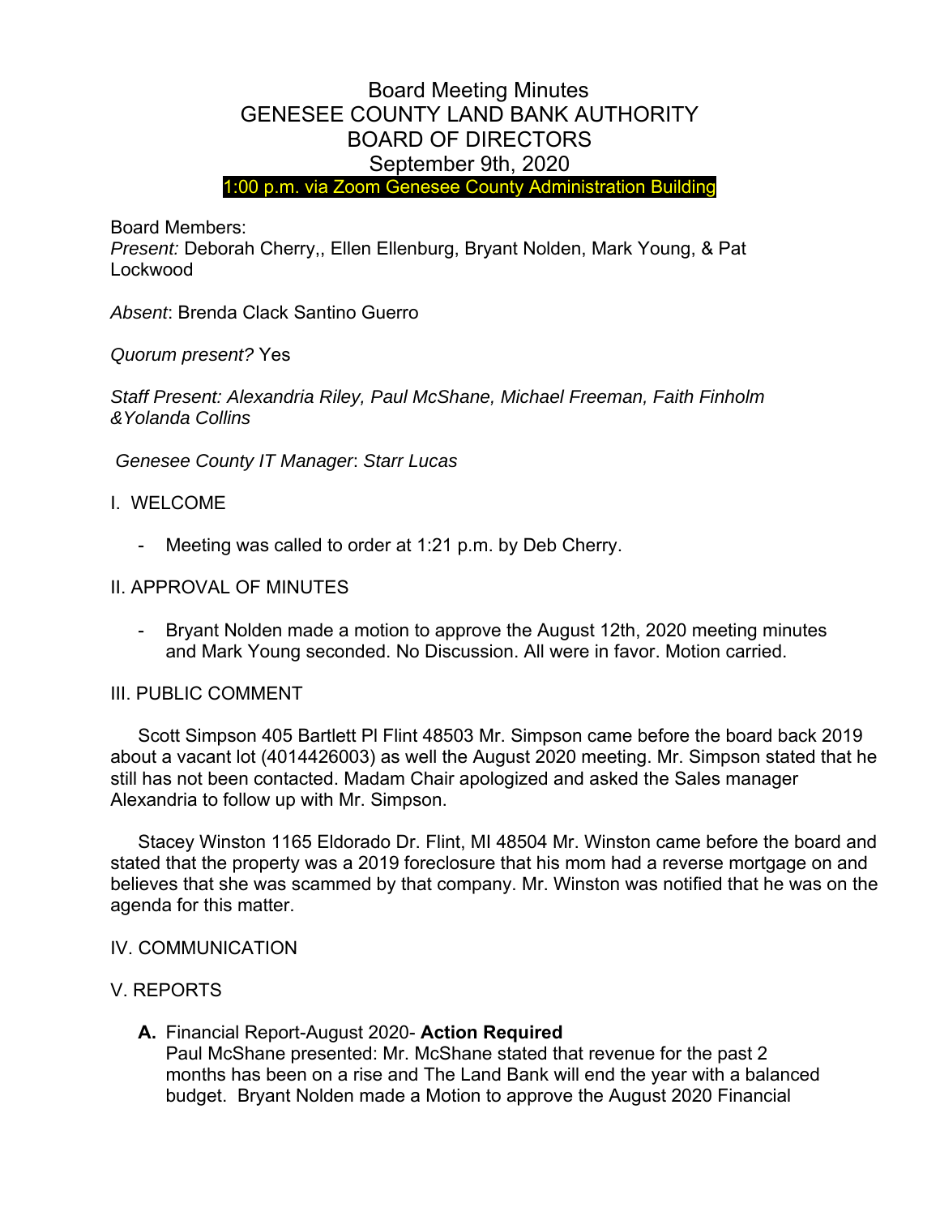# Board Meeting Minutes
# GENESEE COUNTY LAND BANK AUTHORITY
# BOARD OF DIRECTORS
# September 9th, 2020

1:00 p.m. via Zoom Genesee County Administration Building

Board Members:
*Present:* Deborah Cherry,, Ellen Ellenburg, Bryant Nolden, Mark Young, & Pat Lockwood

*Absent*: Brenda Clack Santino Guerro

*Quorum present?* Yes

*Staff Present: Alexandria Riley, Paul McShane, Michael Freeman, Faith Finholm &Yolanda Collins*

*Genesee County IT Manager*: *Starr Lucas*

I. WELCOME

- Meeting was called to order at 1:21 p.m. by Deb Cherry.

II. APPROVAL OF MINUTES

- Bryant Nolden made a motion to approve the August 12th, 2020 meeting minutes and Mark Young seconded. No Discussion. All were in favor. Motion carried.

III. PUBLIC COMMENT

Scott Simpson 405 Bartlett Pl Flint 48503 Mr. Simpson came before the board back 2019 about a vacant lot (4014426003) as well the August 2020 meeting. Mr. Simpson stated that he still has not been contacted. Madam Chair apologized and asked the Sales manager Alexandria to follow up with Mr. Simpson.

Stacey Winston 1165 Eldorado Dr. Flint, MI 48504 Mr. Winston came before the board and stated that the property was a 2019 foreclosure that his mom had a reverse mortgage on and believes that she was scammed by that company. Mr. Winston was notified that he was on the agenda for this matter.

IV. COMMUNICATION

V. REPORTS

**A.** Financial Report-August 2020- **Action Required**
Paul McShane presented: Mr. McShane stated that revenue for the past 2 months has been on a rise and The Land Bank will end the year with a balanced budget. Bryant Nolden made a Motion to approve the August 2020 Financial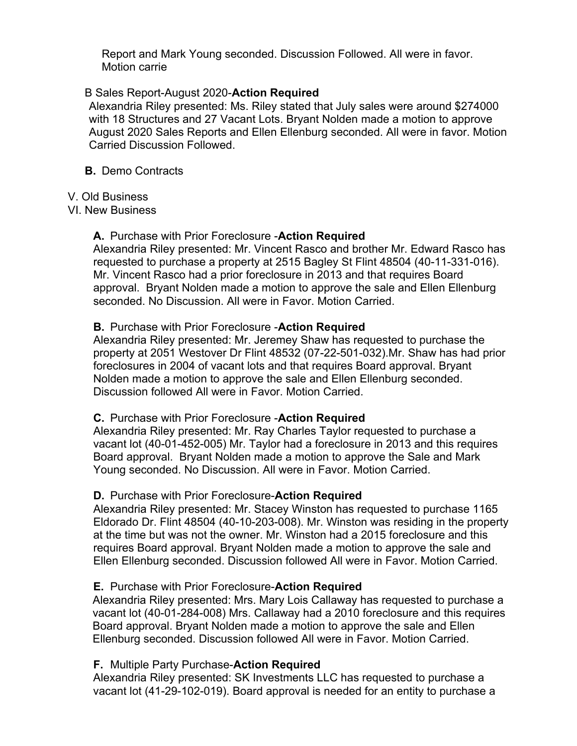Report and Mark Young seconded. Discussion Followed. All were in favor. Motion carrie

B Sales Report-August 2020-**Action Required**

Alexandria Riley presented: Ms. Riley stated that July sales were around $274000 with 18 Structures and 27 Vacant Lots. Bryant Nolden made a motion to approve August 2020 Sales Reports and Ellen Ellenburg seconded. All were in favor. Motion Carried Discussion Followed.

**B.** Demo Contracts

V. Old Business

VI. New Business

**A.** Purchase with Prior Foreclosure -**Action Required**

Alexandria Riley presented: Mr. Vincent Rasco and brother Mr. Edward Rasco has requested to purchase a property at 2515 Bagley St Flint 48504 (40-11-331-016). Mr. Vincent Rasco had a prior foreclosure in 2013 and that requires Board approval. Bryant Nolden made a motion to approve the sale and Ellen Ellenburg seconded. No Discussion. All were in Favor. Motion Carried.

**B.** Purchase with Prior Foreclosure -**Action Required**

Alexandria Riley presented: Mr. Jeremey Shaw has requested to purchase the property at 2051 Westover Dr Flint 48532 (07-22-501-032).Mr. Shaw has had prior foreclosures in 2004 of vacant lots and that requires Board approval. Bryant Nolden made a motion to approve the sale and Ellen Ellenburg seconded. Discussion followed All were in Favor. Motion Carried.

**C.** Purchase with Prior Foreclosure -**Action Required**

Alexandria Riley presented: Mr. Ray Charles Taylor requested to purchase a vacant lot (40-01-452-005) Mr. Taylor had a foreclosure in 2013 and this requires Board approval. Bryant Nolden made a motion to approve the Sale and Mark Young seconded. No Discussion. All were in Favor. Motion Carried.

**D.** Purchase with Prior Foreclosure-**Action Required**

Alexandria Riley presented: Mr. Stacey Winston has requested to purchase 1165 Eldorado Dr. Flint 48504 (40-10-203-008). Mr. Winston was residing in the property at the time but was not the owner. Mr. Winston had a 2015 foreclosure and this requires Board approval. Bryant Nolden made a motion to approve the sale and Ellen Ellenburg seconded. Discussion followed All were in Favor. Motion Carried.

**E.** Purchase with Prior Foreclosure-**Action Required**

Alexandria Riley presented: Mrs. Mary Lois Callaway has requested to purchase a vacant lot (40-01-284-008) Mrs. Callaway had a 2010 foreclosure and this requires Board approval. Bryant Nolden made a motion to approve the sale and Ellen Ellenburg seconded. Discussion followed All were in Favor. Motion Carried.

**F.** Multiple Party Purchase-**Action Required**

Alexandria Riley presented: SK Investments LLC has requested to purchase a vacant lot (41-29-102-019). Board approval is needed for an entity to purchase a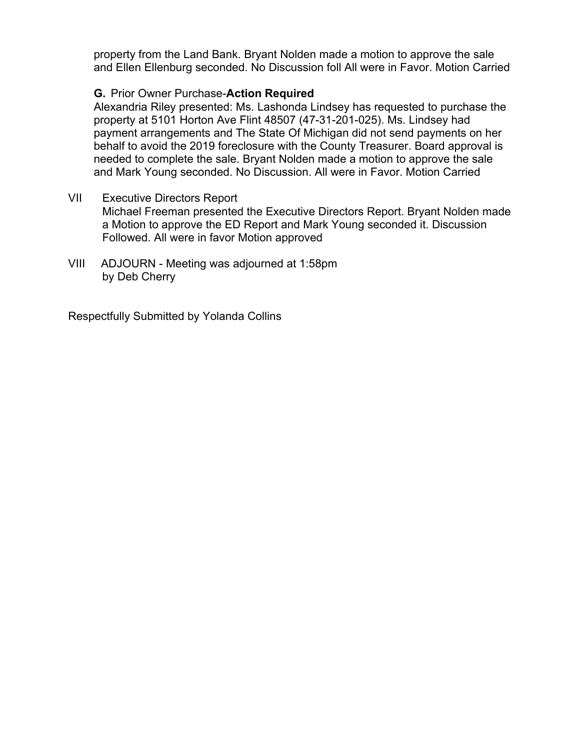property from the Land Bank. Bryant Nolden made a motion to approve the sale and Ellen Ellenburg seconded. No Discussion foll All were in Favor. Motion Carried

**G.** Prior Owner Purchase-**Action Required**
Alexandria Riley presented: Ms. Lashonda Lindsey has requested to purchase the property at 5101 Horton Ave Flint 48507 (47-31-201-025). Ms. Lindsey had payment arrangements and The State Of Michigan did not send payments on her behalf to avoid the 2019 foreclosure with the County Treasurer. Board approval is needed to complete the sale. Bryant Nolden made a motion to approve the sale and Mark Young seconded. No Discussion. All were in Favor. Motion Carried

VII Executive Directors Report
Michael Freeman presented the Executive Directors Report. Bryant Nolden made a Motion to approve the ED Report and Mark Young seconded it. Discussion Followed. All were in favor Motion approved

VIII ADJOURN - Meeting was adjourned at 1:58pm
by Deb Cherry

Respectfully Submitted by Yolanda Collins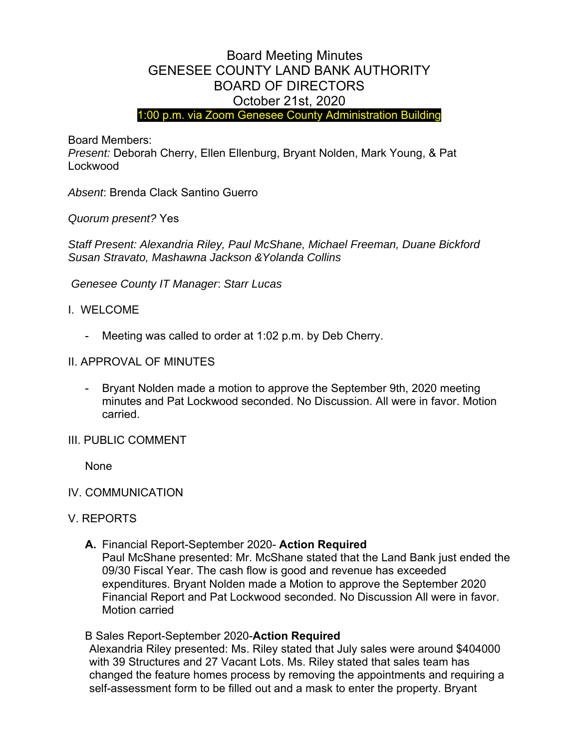# Board Meeting Minutes
# GENESEE COUNTY LAND BANK AUTHORITY
# BOARD OF DIRECTORS
# October 21st, 2020

1:00 p.m. via Zoom Genesee County Administration Building

Board Members:
*Present:* Deborah Cherry, Ellen Ellenburg, Bryant Nolden, Mark Young, & Pat Lockwood

*Absent*: Brenda Clack Santino Guerro

*Quorum present?* Yes

*Staff Present: Alexandria Riley, Paul McShane, Michael Freeman, Duane Bickford Susan Stravato, Mashawna Jackson &Yolanda Collins*

*Genesee County IT Manager*: *Starr Lucas*

I. WELCOME

- Meeting was called to order at 1:02 p.m. by Deb Cherry.

II. APPROVAL OF MINUTES

- Bryant Nolden made a motion to approve the September 9th, 2020 meeting minutes and Pat Lockwood seconded. No Discussion. All were in favor. Motion carried.

III. PUBLIC COMMENT

None

IV. COMMUNICATION

V. REPORTS

**A.** Financial Report-September 2020- **Action Required**
Paul McShane presented: Mr. McShane stated that the Land Bank just ended the 09/30 Fiscal Year. The cash flow is good and revenue has exceeded expenditures. Bryant Nolden made a Motion to approve the September 2020 Financial Report and Pat Lockwood seconded. No Discussion All were in favor. Motion carried

B Sales Report-September 2020-**Action Required**
Alexandria Riley presented: Ms. Riley stated that July sales were around $404000 with 39 Structures and 27 Vacant Lots. Ms. Riley stated that sales team has changed the feature homes process by removing the appointments and requiring a self-assessment form to be filled out and a mask to enter the property. Bryant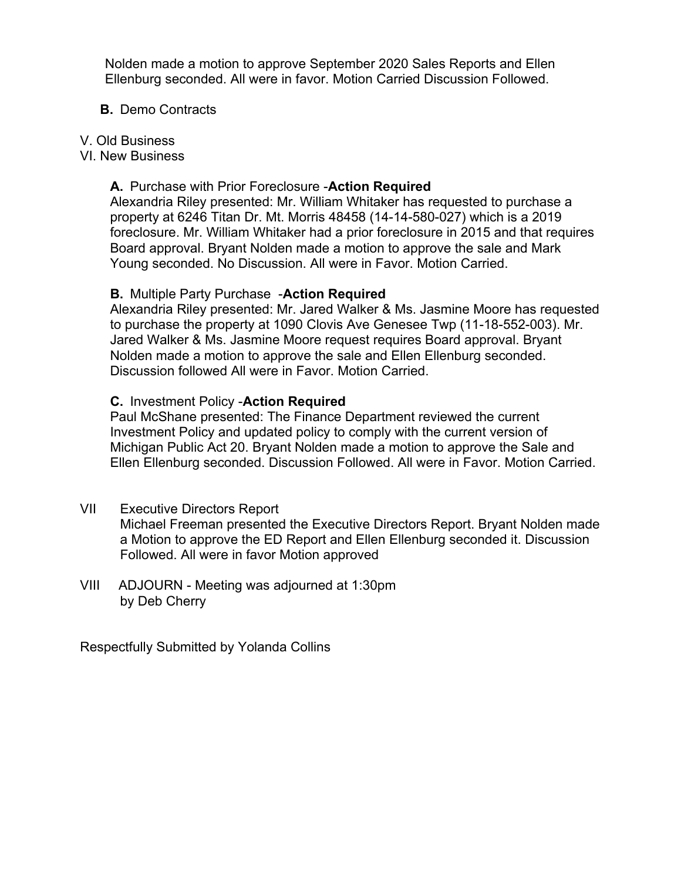Nolden made a motion to approve September 2020 Sales Reports and Ellen Ellenburg seconded. All were in favor. Motion Carried Discussion Followed.

**B.** Demo Contracts

V. Old Business

VI. New Business

**A.** Purchase with Prior Foreclosure -**Action Required**
Alexandria Riley presented: Mr. William Whitaker has requested to purchase a property at 6246 Titan Dr. Mt. Morris 48458 (14-14-580-027) which is a 2019 foreclosure. Mr. William Whitaker had a prior foreclosure in 2015 and that requires Board approval. Bryant Nolden made a motion to approve the sale and Mark Young seconded. No Discussion. All were in Favor. Motion Carried.

**B.** Multiple Party Purchase -**Action Required**
Alexandria Riley presented: Mr. Jared Walker & Ms. Jasmine Moore has requested to purchase the property at 1090 Clovis Ave Genesee Twp (11-18-552-003). Mr. Jared Walker & Ms. Jasmine Moore request requires Board approval. Bryant Nolden made a motion to approve the sale and Ellen Ellenburg seconded. Discussion followed All were in Favor. Motion Carried.

**C.** Investment Policy -**Action Required**
Paul McShane presented: The Finance Department reviewed the current Investment Policy and updated policy to comply with the current version of Michigan Public Act 20. Bryant Nolden made a motion to approve the Sale and Ellen Ellenburg seconded. Discussion Followed. All were in Favor. Motion Carried.

VII Executive Directors Report
Michael Freeman presented the Executive Directors Report. Bryant Nolden made a Motion to approve the ED Report and Ellen Ellenburg seconded it. Discussion Followed. All were in favor Motion approved

VIII ADJOURN - Meeting was adjourned at 1:30pm
by Deb Cherry

Respectfully Submitted by Yolanda Collins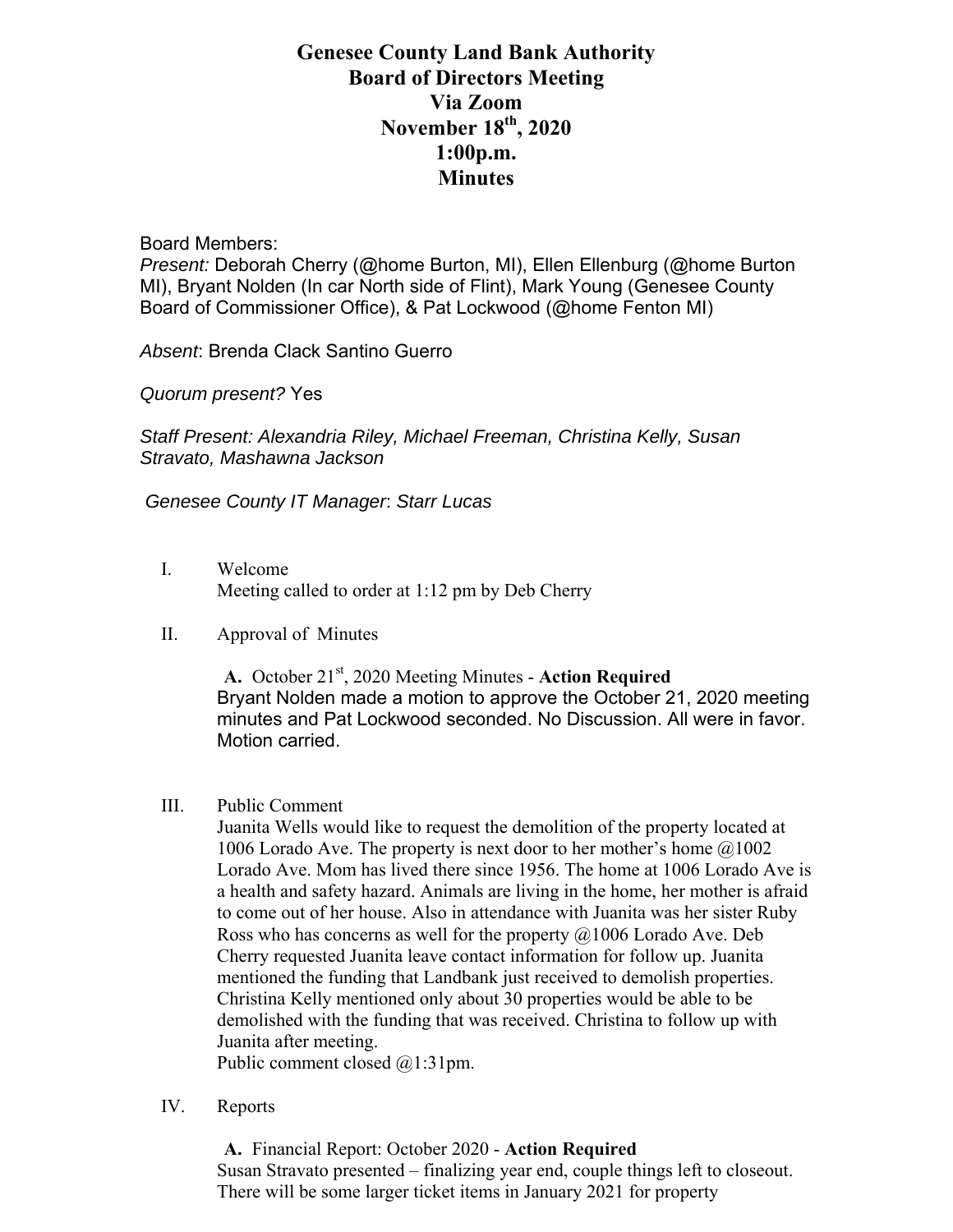# Genesee County Land Bank Authority
# Board of Directors Meeting
# Via Zoom
# November 18th, 2020
# 1:00p.m.
# Minutes

Board Members:
*Present:* Deborah Cherry (@home Burton, MI), Ellen Ellenburg (@home Burton MI), Bryant Nolden (In car North side of Flint), Mark Young (Genesee County Board of Commissioner Office), & Pat Lockwood (@home Fenton MI)

*Absent*: Brenda Clack Santino Guerro

*Quorum present?* Yes

*Staff Present: Alexandria Riley, Michael Freeman, Christina Kelly, Susan Stravato, Mashawna Jackson*

*Genesee County IT Manager*: *Starr Lucas*

I. Welcome
Meeting called to order at 1:12 pm by Deb Cherry

II. Approval of Minutes

**A.** October 21st, 2020 Meeting Minutes - **Action Required**
Bryant Nolden made a motion to approve the October 21, 2020 meeting minutes and Pat Lockwood seconded. No Discussion. All were in favor. Motion carried.

III. Public Comment
Juanita Wells would like to request the demolition of the property located at 1006 Lorado Ave. The property is next door to her mother's home @1002 Lorado Ave. Mom has lived there since 1956. The home at 1006 Lorado Ave is a health and safety hazard. Animals are living in the home, her mother is afraid to come out of her house. Also in attendance with Juanita was her sister Ruby Ross who has concerns as well for the property @1006 Lorado Ave. Deb Cherry requested Juanita leave contact information for follow up. Juanita mentioned the funding that Landbank just received to demolish properties. Christina Kelly mentioned only about 30 properties would be able to be demolished with the funding that was received. Christina to follow up with Juanita after meeting.
Public comment closed @1:31pm.

IV. Reports

**A.** Financial Report: October 2020 - **Action Required**
Susan Stravato presented – finalizing year end, couple things left to closeout. There will be some larger ticket items in January 2021 for property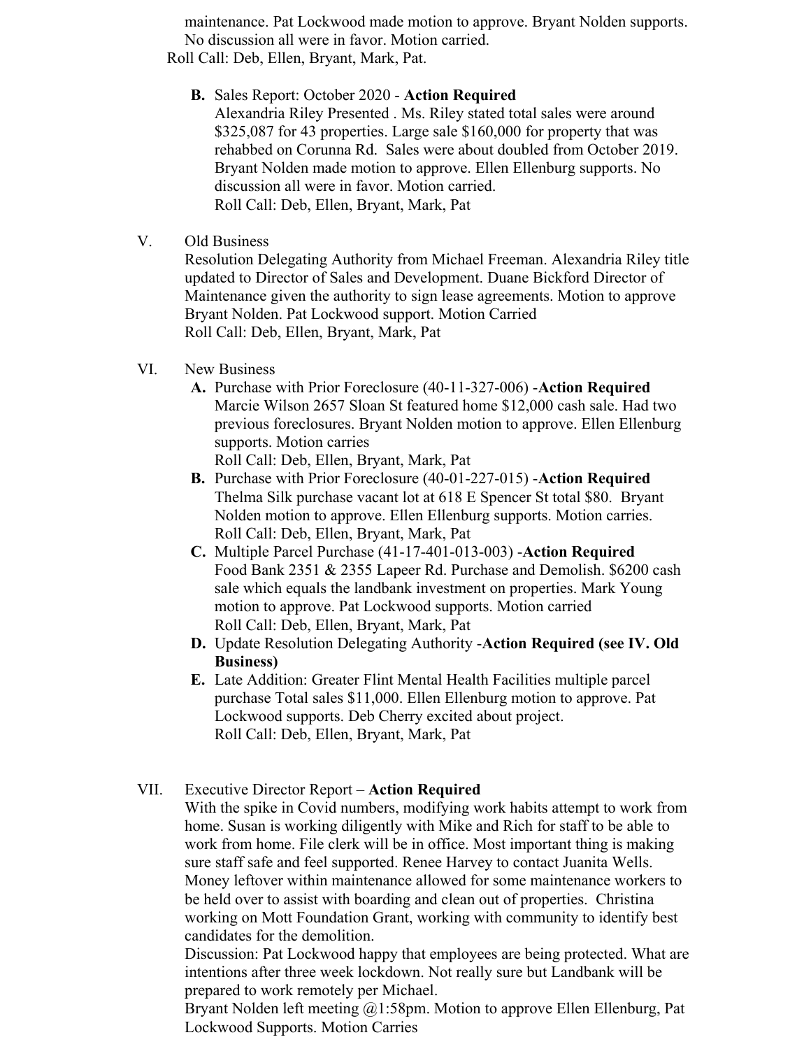maintenance. Pat Lockwood made motion to approve. Bryant Nolden supports. No discussion all were in favor. Motion carried.

Roll Call: Deb, Ellen, Bryant, Mark, Pat.

**B.** Sales Report: October 2020 - **Action Required**
Alexandria Riley Presented . Ms. Riley stated total sales were around $325,087 for 43 properties. Large sale $160,000 for property that was rehabbed on Corunna Rd. Sales were about doubled from October 2019. Bryant Nolden made motion to approve. Ellen Ellenburg supports. No discussion all were in favor. Motion carried.
Roll Call: Deb, Ellen, Bryant, Mark, Pat

V. Old Business
Resolution Delegating Authority from Michael Freeman. Alexandria Riley title updated to Director of Sales and Development. Duane Bickford Director of Maintenance given the authority to sign lease agreements. Motion to approve Bryant Nolden. Pat Lockwood support. Motion Carried
Roll Call: Deb, Ellen, Bryant, Mark, Pat

VI. New Business

**A.** Purchase with Prior Foreclosure (40-11-327-006) -**Action Required**
Marcie Wilson 2657 Sloan St featured home $12,000 cash sale. Had two previous foreclosures. Bryant Nolden motion to approve. Ellen Ellenburg supports. Motion carries
Roll Call: Deb, Ellen, Bryant, Mark, Pat

**B.** Purchase with Prior Foreclosure (40-01-227-015) -**Action Required**
Thelma Silk purchase vacant lot at 618 E Spencer St total $80. Bryant Nolden motion to approve. Ellen Ellenburg supports. Motion carries.
Roll Call: Deb, Ellen, Bryant, Mark, Pat

**C.** Multiple Parcel Purchase (41-17-401-013-003) -**Action Required**
Food Bank 2351 & 2355 Lapeer Rd. Purchase and Demolish. $6200 cash sale which equals the landbank investment on properties. Mark Young motion to approve. Pat Lockwood supports. Motion carried
Roll Call: Deb, Ellen, Bryant, Mark, Pat

**D.** Update Resolution Delegating Authority -**Action Required (see IV. Old Business)**

**E.** Late Addition: Greater Flint Mental Health Facilities multiple parcel purchase Total sales $11,000. Ellen Ellenburg motion to approve. Pat Lockwood supports. Deb Cherry excited about project.
Roll Call: Deb, Ellen, Bryant, Mark, Pat

VII. Executive Director Report – **Action Required**
With the spike in Covid numbers, modifying work habits attempt to work from home. Susan is working diligently with Mike and Rich for staff to be able to work from home. File clerk will be in office. Most important thing is making sure staff safe and feel supported. Renee Harvey to contact Juanita Wells. Money leftover within maintenance allowed for some maintenance workers to be held over to assist with boarding and clean out of properties. Christina working on Mott Foundation Grant, working with community to identify best candidates for the demolition.
Discussion: Pat Lockwood happy that employees are being protected. What are intentions after three week lockdown. Not really sure but Landbank will be prepared to work remotely per Michael.
Bryant Nolden left meeting @1:58pm. Motion to approve Ellen Ellenburg, Pat Lockwood Supports. Motion Carries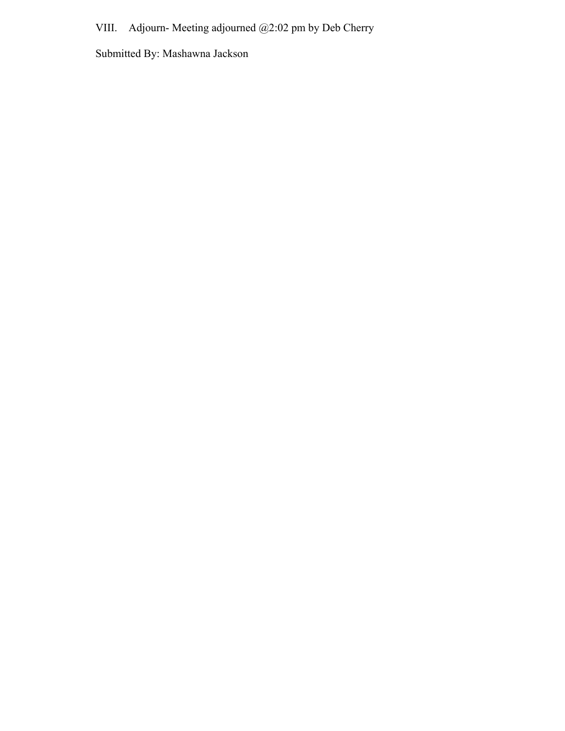VIII. Adjourn- Meeting adjourned @2:02 pm by Deb Cherry

Submitted By: Mashawna Jackson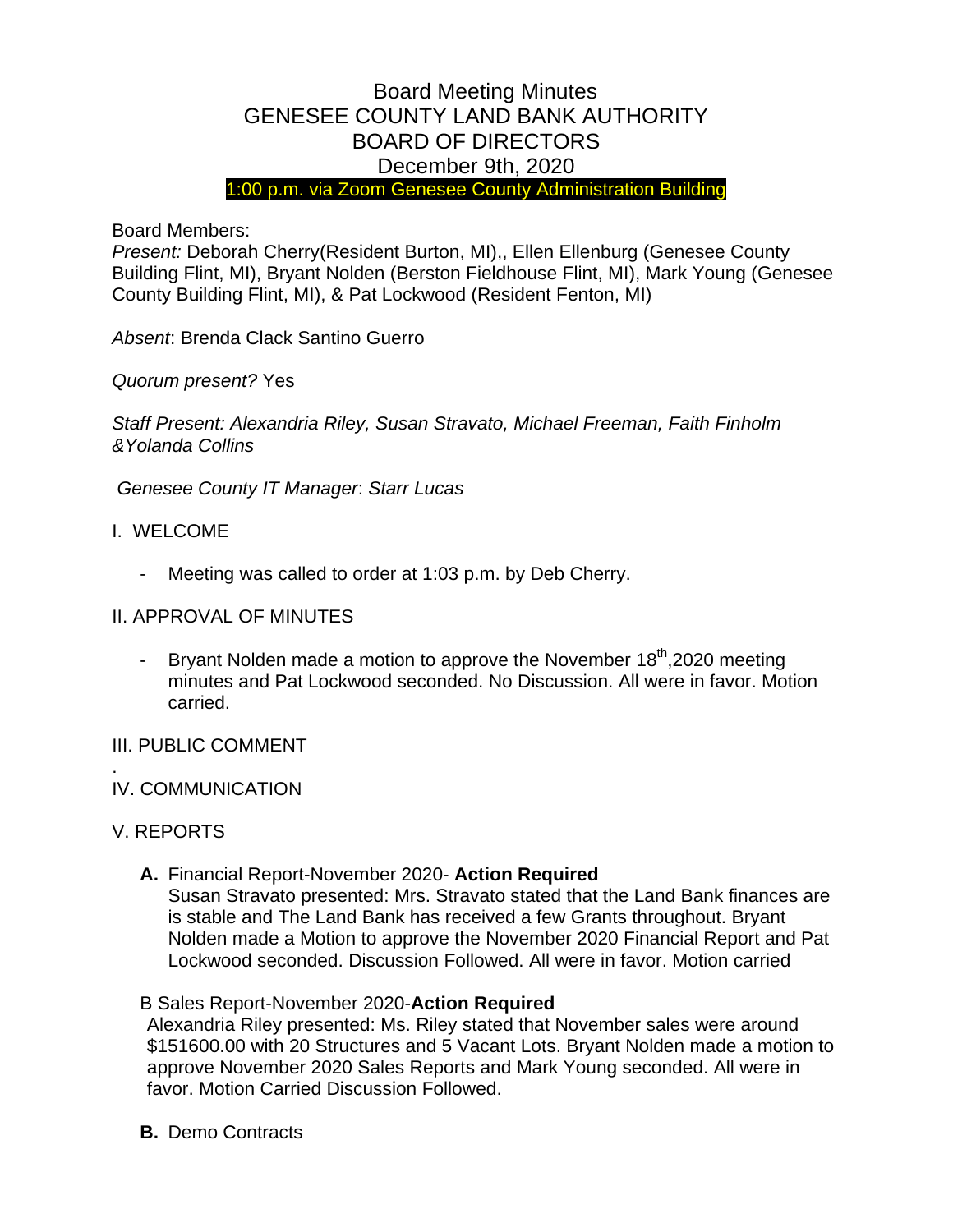# Board Meeting Minutes
# GENESEE COUNTY LAND BANK AUTHORITY
# BOARD OF DIRECTORS
# December 9th, 2020

1:00 p.m. via Zoom Genesee County Administration Building

Board Members:
*Present:* Deborah Cherry(Resident Burton, MI),, Ellen Ellenburg (Genesee County Building Flint, MI), Bryant Nolden (Berston Fieldhouse Flint, MI), Mark Young (Genesee County Building Flint, MI), & Pat Lockwood (Resident Fenton, MI)

*Absent*: Brenda Clack Santino Guerro

*Quorum present?* Yes

*Staff Present: Alexandria Riley, Susan Stravato, Michael Freeman, Faith Finholm &Yolanda Collins*

*Genesee County IT Manager*: *Starr Lucas*

I. WELCOME

- Meeting was called to order at 1:03 p.m. by Deb Cherry.

II. APPROVAL OF MINUTES

- Bryant Nolden made a motion to approve the November 18th,2020 meeting minutes and Pat Lockwood seconded. No Discussion. All were in favor. Motion carried.

III. PUBLIC COMMENT

.

IV. COMMUNICATION

V. REPORTS

**A.** Financial Report-November 2020- **Action Required**
Susan Stravato presented: Mrs. Stravato stated that the Land Bank finances are is stable and The Land Bank has received a few Grants throughout. Bryant Nolden made a Motion to approve the November 2020 Financial Report and Pat Lockwood seconded. Discussion Followed. All were in favor. Motion carried

B Sales Report-November 2020-**Action Required**
Alexandria Riley presented: Ms. Riley stated that November sales were around \$151600.00 with 20 Structures and 5 Vacant Lots. Bryant Nolden made a motion to approve November 2020 Sales Reports and Mark Young seconded. All were in favor. Motion Carried Discussion Followed.

**B.** Demo Contracts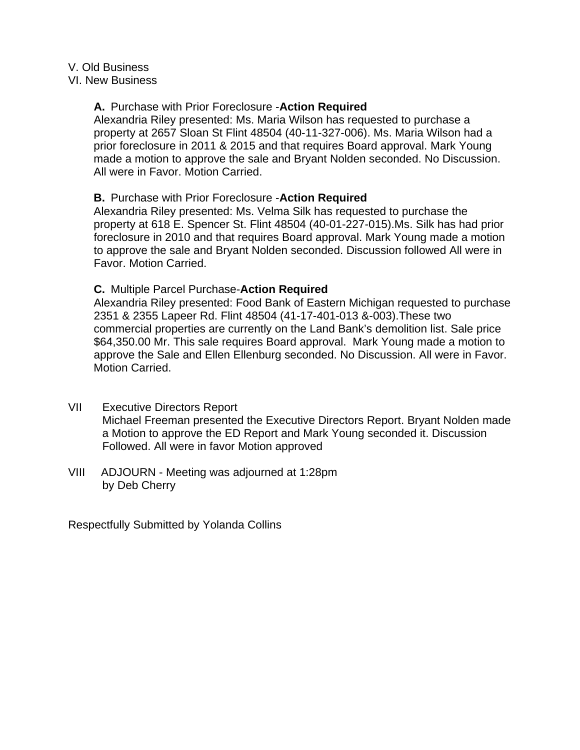V. Old Business

VI. New Business

**A.** Purchase with Prior Foreclosure -**Action Required**

Alexandria Riley presented: Ms. Maria Wilson has requested to purchase a property at 2657 Sloan St Flint 48504 (40-11-327-006). Ms. Maria Wilson had a prior foreclosure in 2011 & 2015 and that requires Board approval. Mark Young made a motion to approve the sale and Bryant Nolden seconded. No Discussion. All were in Favor. Motion Carried.

**B.** Purchase with Prior Foreclosure -**Action Required**

Alexandria Riley presented: Ms. Velma Silk has requested to purchase the property at 618 E. Spencer St. Flint 48504 (40-01-227-015).Ms. Silk has had prior foreclosure in 2010 and that requires Board approval. Mark Young made a motion to approve the sale and Bryant Nolden seconded. Discussion followed All were in Favor. Motion Carried.

**C.** Multiple Parcel Purchase-**Action Required**

Alexandria Riley presented: Food Bank of Eastern Michigan requested to purchase 2351 & 2355 Lapeer Rd. Flint 48504 (41-17-401-013 &-003).These two commercial properties are currently on the Land Bank's demolition list. Sale price $64,350.00 Mr. This sale requires Board approval. Mark Young made a motion to approve the Sale and Ellen Ellenburg seconded. No Discussion. All were in Favor. Motion Carried.

VII Executive Directors Report

Michael Freeman presented the Executive Directors Report. Bryant Nolden made a Motion to approve the ED Report and Mark Young seconded it. Discussion Followed. All were in favor Motion approved

VIII ADJOURN - Meeting was adjourned at 1:28pm by Deb Cherry

Respectfully Submitted by Yolanda Collins